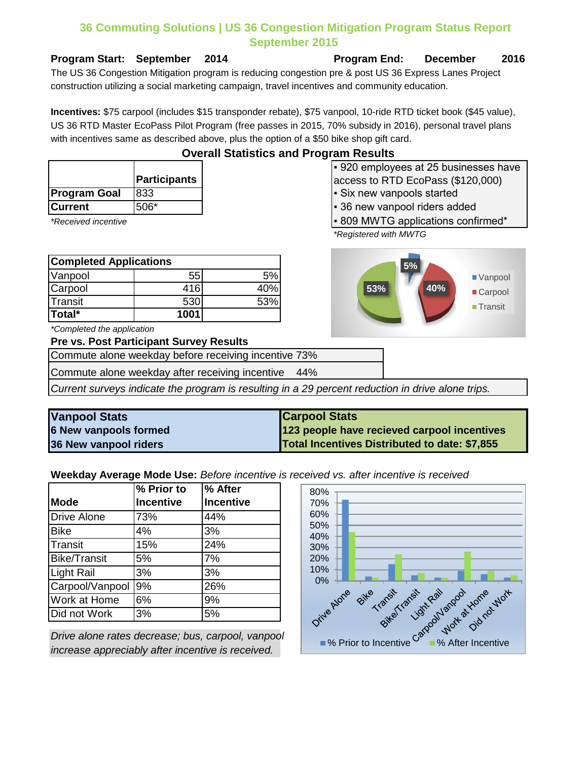# 36 Commuting Solutions | US 36 Congestion Mitigation Program Status Report September 2015

**Program Start: September 2014** **Program End: December 2016**

The US 36 Congestion Mitigation program is reducing congestion pre & post US 36 Express Lanes Project construction utilizing a social marketing campaign, travel incentives and community education.

**Incentives:** $75 carpool (includes $15 transponder rebate), $75 vanpool, 10-ride RTD ticket book ($45 value), US 36 RTD Master EcoPass Pilot Program (free passes in 2015, 70% subsidy in 2016), personal travel plans with incentives same as described above, plus the option of a $50 bike shop gift card.

## Overall Statistics and Program Results

| | Participants |
|---|---|
| Program Goal | 833 |
| Current | 506* |

*Received incentive

- 920 employees at 25 businesses have access to RTD EcoPass ($120,000)
- Six new vanpools started
- 36 new vanpool riders added
- 809 MWTG applications confirmed*

*Registered with MWTG

| Completed Applications | | |
|---|---|---|
| Vanpool | 55 | 5% |
| Carpool | 416 | 40% |
| Transit | 530 | 53% |
| **Total*** | **1001** | |

*Completed the application

Vanpool 5%, Carpool 40%, Transit 53%

### Pre vs. Post Participant Survey Results

| | |
|---|---|
| Commute alone weekday before receiving incentive | 73% |
| Commute alone weekday after receiving incentive | 44% |

*Current surveys indicate the program is resulting in a 29 percent reduction in drive alone trips.*

| Vanpool Stats | Carpool Stats |
|---|---|
| **6 New vanpools formed** | **123 people have recieved carpool incentives** |
| **36 New vanpool riders** | **Total Incentives Distributed to date: $7,855** |

**Weekday Average Mode Use:** *Before incentive is received vs. after incentive is received*

| Mode | % Prior to Incentive | % After Incentive |
|---|---|---|
| Drive Alone | 73% | 44% |
| Bike | 4% | 3% |
| Transit | 15% | 24% |
| Bike/Transit | 5% | 7% |
| Light Rail | 3% | 3% |
| Carpool/Vanpool | 9% | 26% |
| Work at Home | 6% | 9% |
| Did not Work | 3% | 5% |

*Drive alone rates decrease; bus, carpool, vanpool increase appreciably after incentive is received.*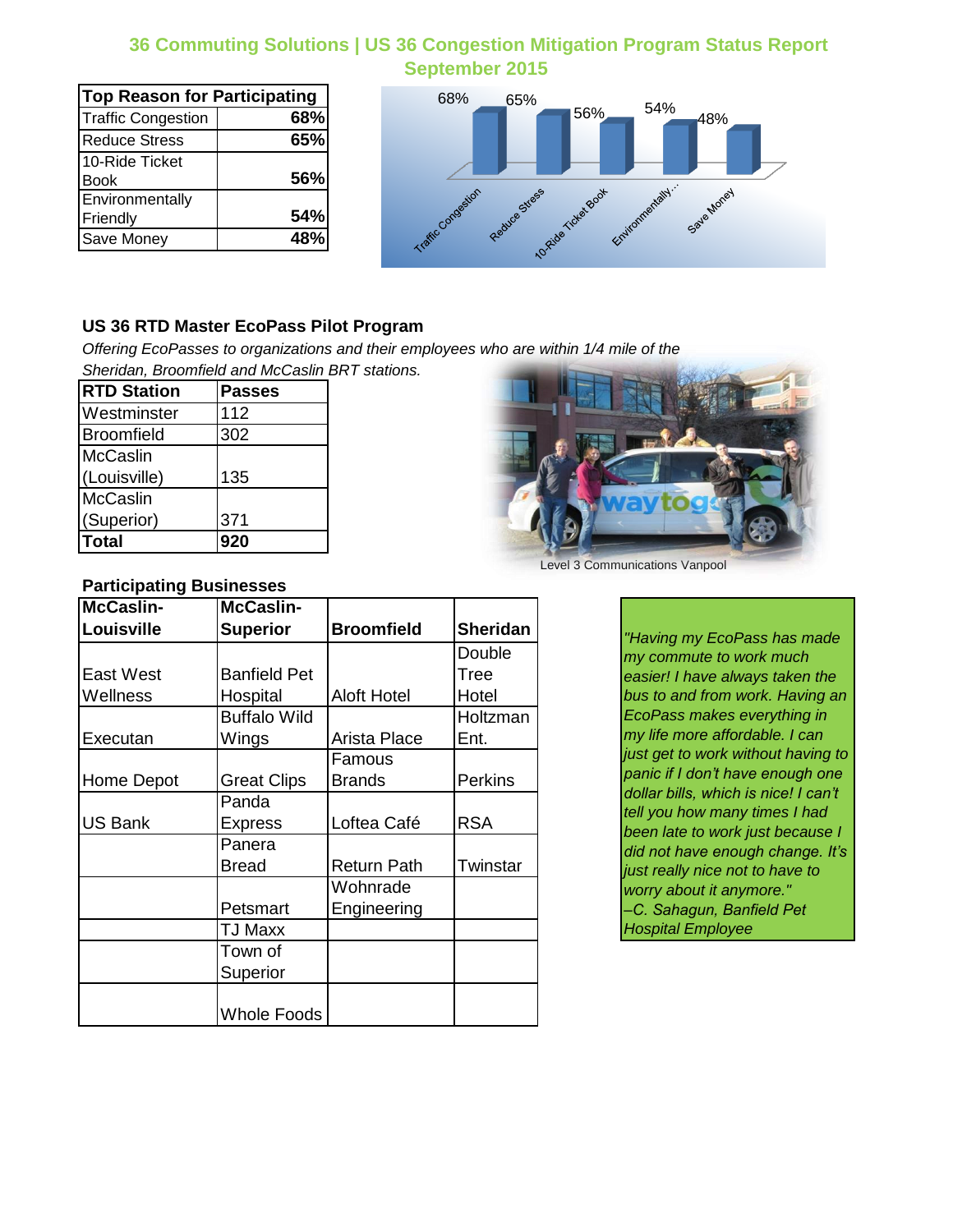# 36 Commuting Solutions | US 36 Congestion Mitigation Program Status Report September 2015

| Top Reason for Participating | |
|---|---|
| Traffic Congestion | **68%** |
| Reduce Stress | **65%** |
| 10-Ride Ticket Book | **56%** |
| Environmentally Friendly | **54%** |
| Save Money | **48%** |

## US 36 RTD Master EcoPass Pilot Program

*Offering EcoPasses to organizations and their employees who are within 1/4 mile of the Sheridan, Broomfield and McCaslin BRT stations.*

| RTD Station | Passes |
|---|---|
| Westminster | 112 |
| Broomfield | 302 |
| McCaslin (Louisville) | 135 |
| McCaslin (Superior) | 371 |
| **Total** | **920** |

Level 3 Communications Vanpool

## Participating Businesses

| McCaslin-Louisville | McCaslin-Superior | Broomfield | Sheridan |
|---|---|---|---|
| East West Wellness | Banfield Pet Hospital | Aloft Hotel | Double Tree Hotel |
| Executan | Buffalo Wild Wings | Arista Place | Holtzman Ent. |
| Home Depot | Great Clips | Famous Brands | Perkins |
| US Bank | Panda Express | Loftea Café | RSA |
| | Panera Bread | Return Path | Twinstar |
| | Petsmart | Wohnrade Engineering | |
| | TJ Maxx | | |
| | Town of Superior | | |
| | Whole Foods | | |

*"Having my EcoPass has made my commute to work much easier! I have always taken the bus to and from work. Having an EcoPass makes everything in my life more affordable. I can just get to work without having to panic if I don't have enough one dollar bills, which is nice! I can't tell you how many times I had been late to work just because I did not have enough change. It's just really nice not to have to worry about it anymore." –C. Sahagun, Banfield Pet Hospital Employee*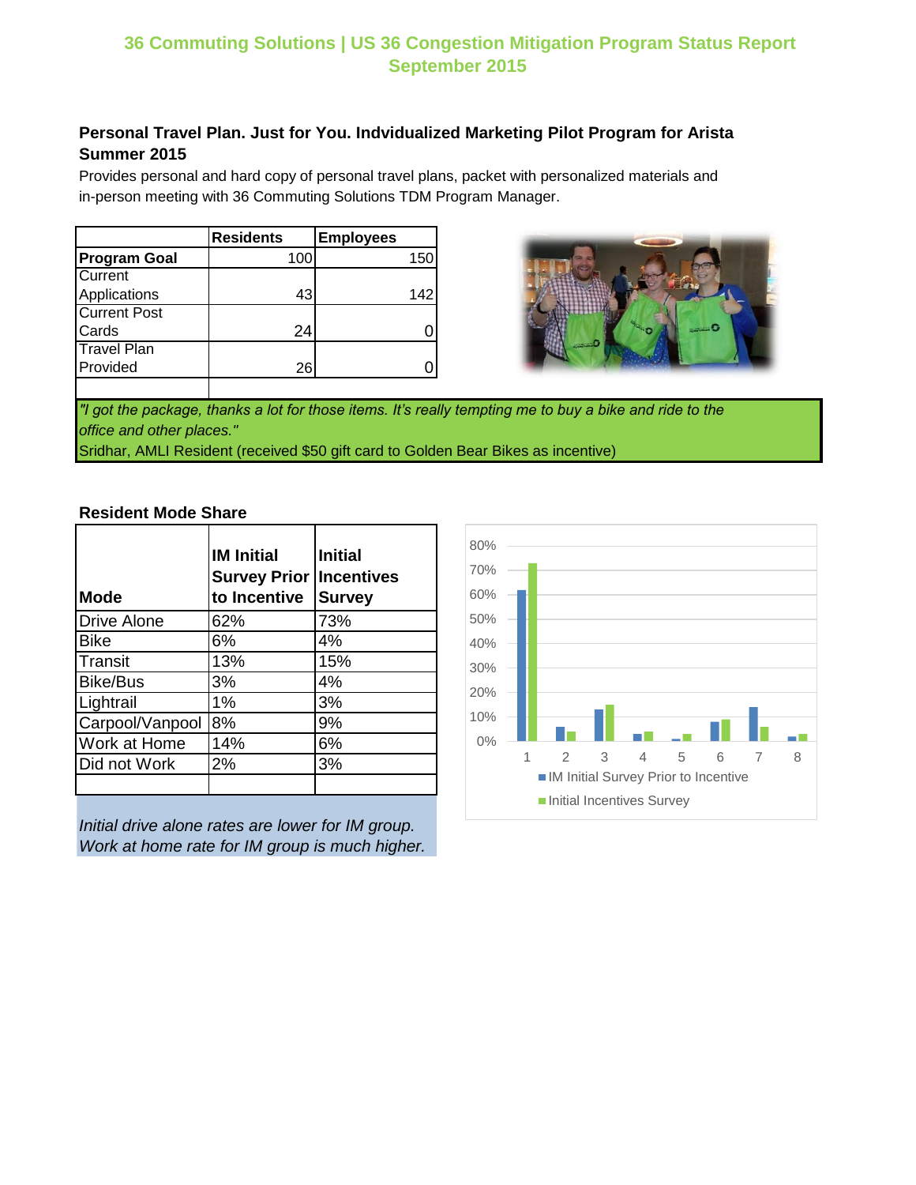# 36 Commuting Solutions | US 36 Congestion Mitigation Program Status Report
## September 2015

### Personal Travel Plan. Just for You. Indvidualized Marketing Pilot Program for Arista Summer 2015

Provides personal and hard copy of personal travel plans, packet with personalized materials and in-person meeting with 36 Commuting Solutions TDM Program Manager.

| | Residents | Employees |
|---|---|---|
| **Program Goal** | 100 | 150 |
| Current Applications | 43 | 142 |
| Current Post Cards | 24 | 0 |
| Travel Plan Provided | 26 | 0 |

*"I got the package, thanks a lot for those items. It's really tempting me to buy a bike and ride to the office and other places."*
Sridhar, AMLI Resident (received $50 gift card to Golden Bear Bikes as incentive)

### Resident Mode Share

| Mode | IM Initial Survey Prior to Incentive | Initial Incentives Survey |
|---|---|---|
| Drive Alone | 62% | 73% |
| Bike | 6% | 4% |
| Transit | 13% | 15% |
| Bike/Bus | 3% | 4% |
| Lightrail | 1% | 3% |
| Carpool/Vanpool | 8% | 9% |
| Work at Home | 14% | 6% |
| Did not Work | 2% | 3% |

80%
70%
60%
50%
40%
30%
20%
10%
0%
1 2 3 4 5 6 7 8
IM Initial Survey Prior to Incentive
Initial Incentives Survey

*Initial drive alone rates are lower for IM group. Work at home rate for IM group is much higher.*